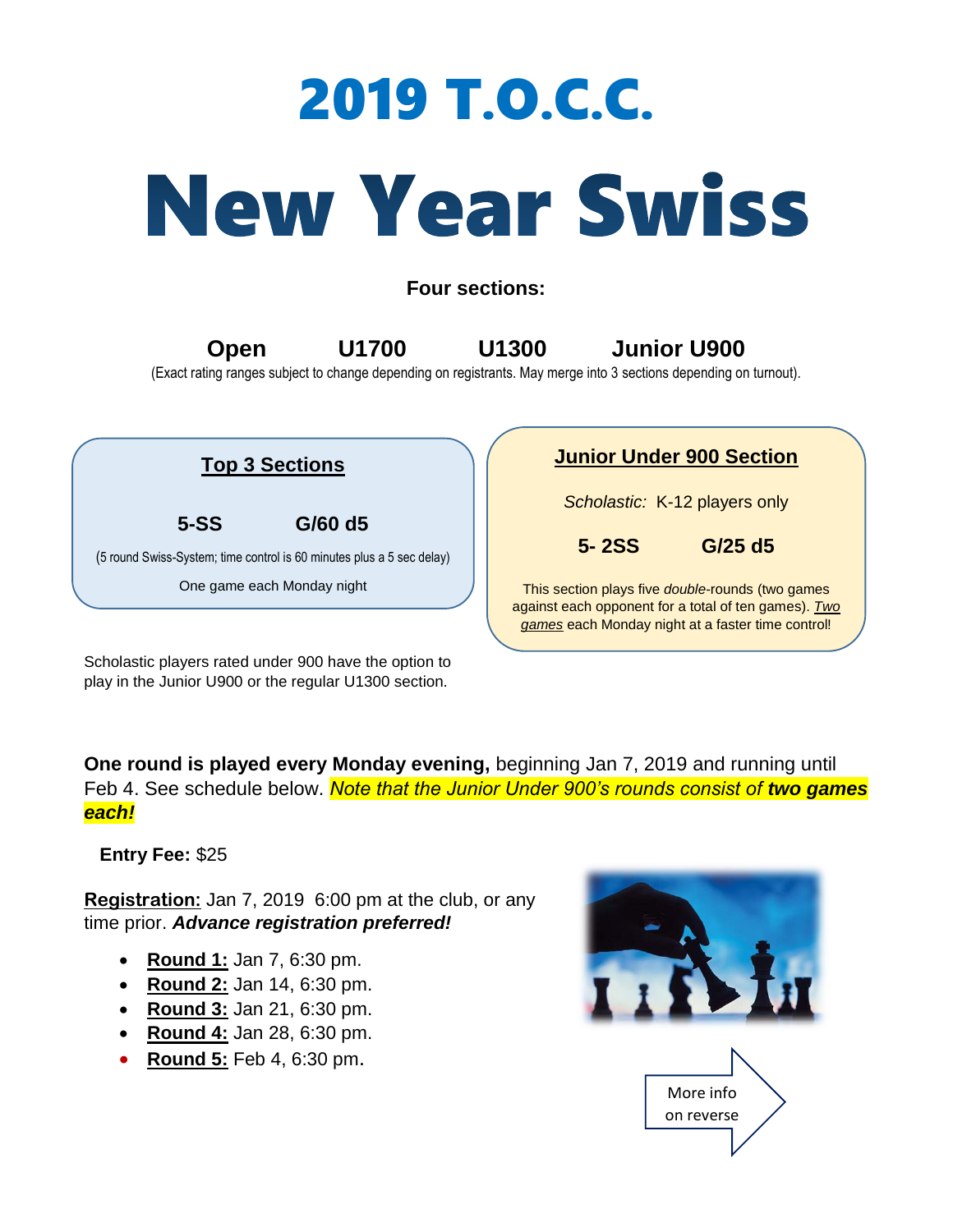# 2019 T.O.C.C.

# New Year Swiss

**Four sections:**

**Open U1700 U1300 Junior U900**

(Exact rating ranges subject to change depending on registrants. May merge into 3 sections depending on turnout).

## Top 3 Sections

**5-SS G/60 d5**

(5 round Swiss-System; time control is 60 minutes plus a 5 sec delay)

One game each Monday night

## Junior Under 900 Section

*Scholastic:* K-12 players only

**5- 2SS G/25 d5**

This section plays five *double*-rounds (two games against each opponent for a total of ten games). ***Two games*** each Monday night at a faster time control!

Scholastic players rated under 900 have the option to play in the Junior U900 or the regular U1300 section.

**One round is played every Monday evening,** beginning Jan 7, 2019 and running until Feb 4. See schedule below. *Note that the Junior Under 900's rounds consist of **two games each!***

**Entry Fee:** $25

**Registration:** Jan 7, 2019 6:00 pm at the club, or any time prior. ***Advance registration preferred!***

- **Round 1:** Jan 7, 6:30 pm.
- **Round 2:** Jan 14, 6:30 pm.
- **Round 3:** Jan 21, 6:30 pm.
- **Round 4:** Jan 28, 6:30 pm.
- **Round 5:** Feb 4, 6:30 pm.

More info on reverse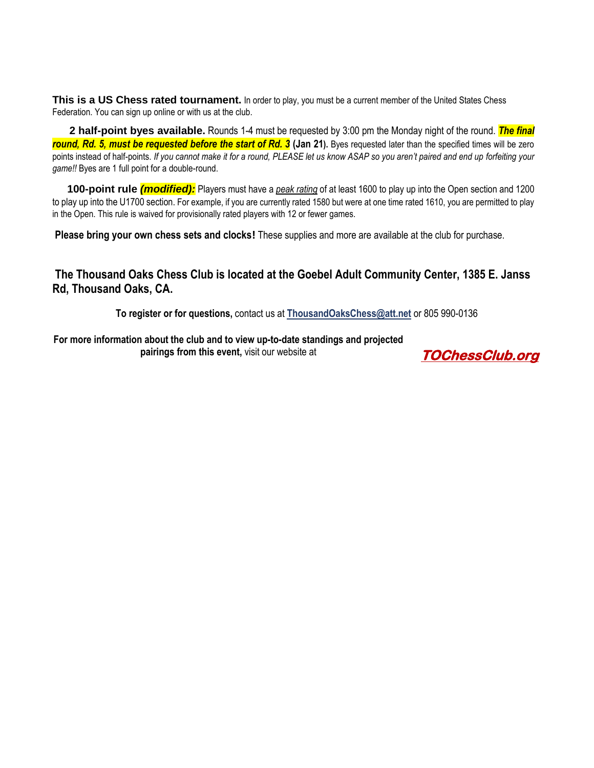**This is a US Chess rated tournament.** In order to play, you must be a current member of the United States Chess Federation. You can sign up online or with us at the club.

**2 half-point byes available.** Rounds 1-4 must be requested by 3:00 pm the Monday night of the round. ***The final round, Rd. 5, must be requested before the start of Rd. 3*** **(Jan 21).** Byes requested later than the specified times will be zero points instead of half-points. *If you cannot make it for a round, PLEASE let us know ASAP so you aren't paired and end up forfeiting your game!!* Byes are 1 full point for a double-round.

**100-point rule *(modified):*** Players must have a *peak rating* of at least 1600 to play up into the Open section and 1200 to play up into the U1700 section. For example, if you are currently rated 1580 but were at one time rated 1610, you are permitted to play in the Open. This rule is waived for provisionally rated players with 12 or fewer games.

**Please bring your own chess sets and clocks!** These supplies and more are available at the club for purchase.

**The Thousand Oaks Chess Club is located at the Goebel Adult Community Center, 1385 E. Janss Rd, Thousand Oaks, CA.**

**To register or for questions,** contact us at **ThousandOaksChess@att.net** or 805 990-0136

**For more information about the club and to view up-to-date standings and projected pairings from this event,** visit our website at ***TOChessClub.org***